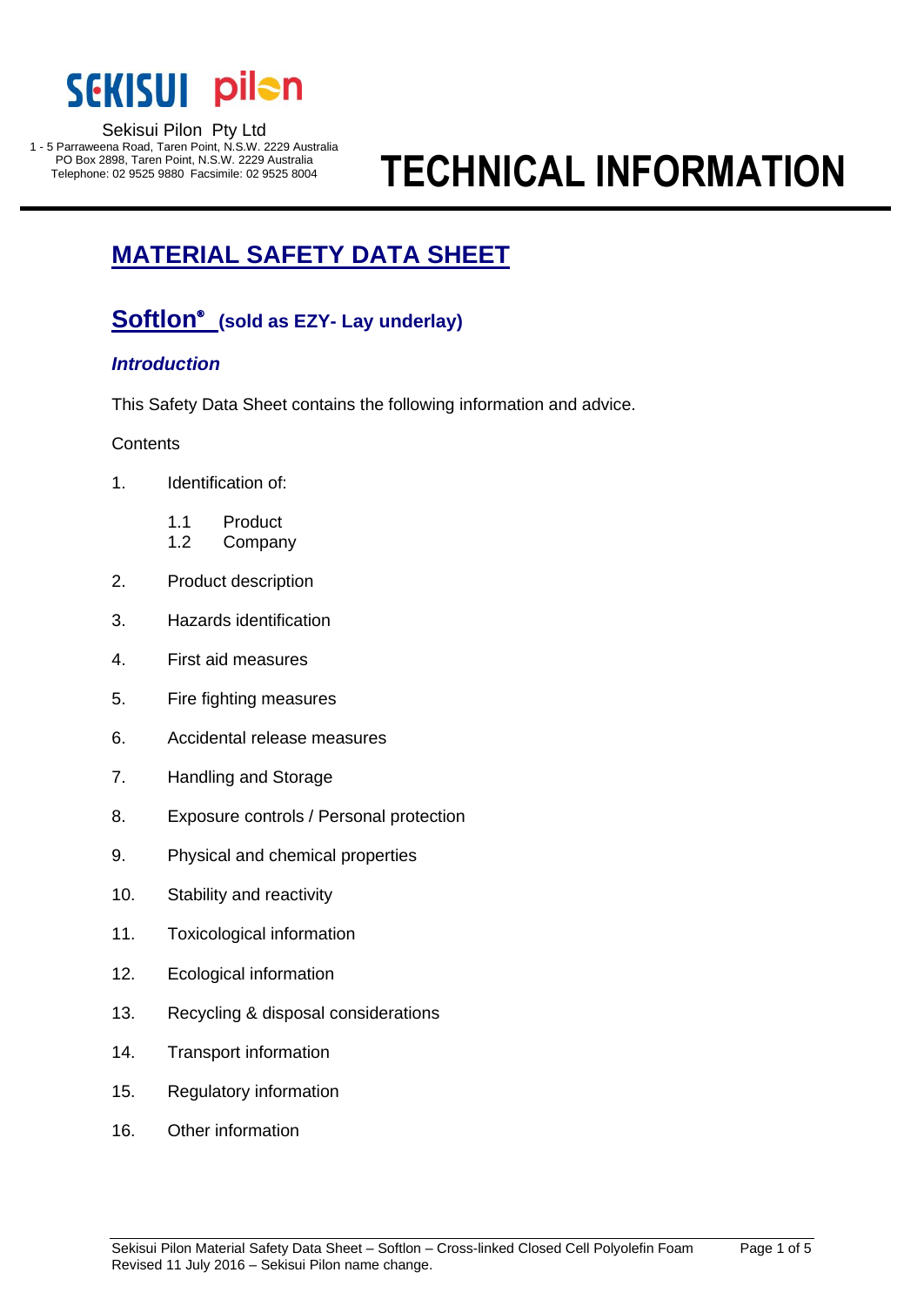SEKISUI pilon

Sekisui Pilon Pty Ltd
1 - 5 Parraweena Road, Taren Point, N.S.W. 2229 Australia
PO Box 2898, Taren Point, N.S.W. 2229 Australia
Telephone: 02 9525 9880 Facsimile: 02 9525 8004

# TECHNICAL INFORMATION

## MATERIAL SAFETY DATA SHEET

## Softlon® (sold as EZY- Lay underlay)

### *Introduction*

This Safety Data Sheet contains the following information and advice.

Contents

1. Identification of:
   - 1.1 Product
   - 1.2 Company
2. Product description
3. Hazards identification
4. First aid measures
5. Fire fighting measures
6. Accidental release measures
7. Handling and Storage
8. Exposure controls / Personal protection
9. Physical and chemical properties
10. Stability and reactivity
11. Toxicological information
12. Ecological information
13. Recycling & disposal considerations
14. Transport information
15. Regulatory information
16. Other information

Sekisui Pilon Material Safety Data Sheet – Softlon – Cross-linked Closed Cell Polyolefin Foam
Revised 11 July 2016 – Sekisui Pilon name change.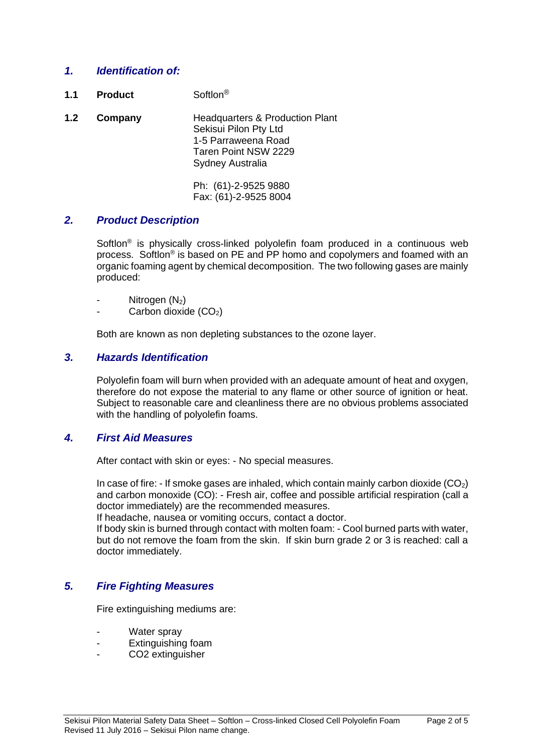## 1. Identification of:

**1.1 Product** Softlon®

**1.2 Company** Headquarters & Production Plant
Sekisui Pilon Pty Ltd
1-5 Parraweena Road
Taren Point NSW 2229
Sydney Australia

Ph: (61)-2-9525 9880
Fax: (61)-2-9525 8004

## 2. Product Description

Softlon® is physically cross-linked polyolefin foam produced in a continuous web process. Softlon® is based on PE and PP homo and copolymers and foamed with an organic foaming agent by chemical decomposition. The two following gases are mainly produced:

- Nitrogen ($N_2$)
- Carbon dioxide ($CO_2$)

Both are known as non depleting substances to the ozone layer.

## 3. Hazards Identification

Polyolefin foam will burn when provided with an adequate amount of heat and oxygen, therefore do not expose the material to any flame or other source of ignition or heat. Subject to reasonable care and cleanliness there are no obvious problems associated with the handling of polyolefin foams.

## 4. First Aid Measures

After contact with skin or eyes: - No special measures.

In case of fire: - If smoke gases are inhaled, which contain mainly carbon dioxide ($CO_2$) and carbon monoxide (CO): - Fresh air, coffee and possible artificial respiration (call a doctor immediately) are the recommended measures.
If headache, nausea or vomiting occurs, contact a doctor.
If body skin is burned through contact with molten foam: - Cool burned parts with water, but do not remove the foam from the skin. If skin burn grade 2 or 3 is reached: call a doctor immediately.

## 5. Fire Fighting Measures

Fire extinguishing mediums are:

- Water spray
- Extinguishing foam
- CO2 extinguisher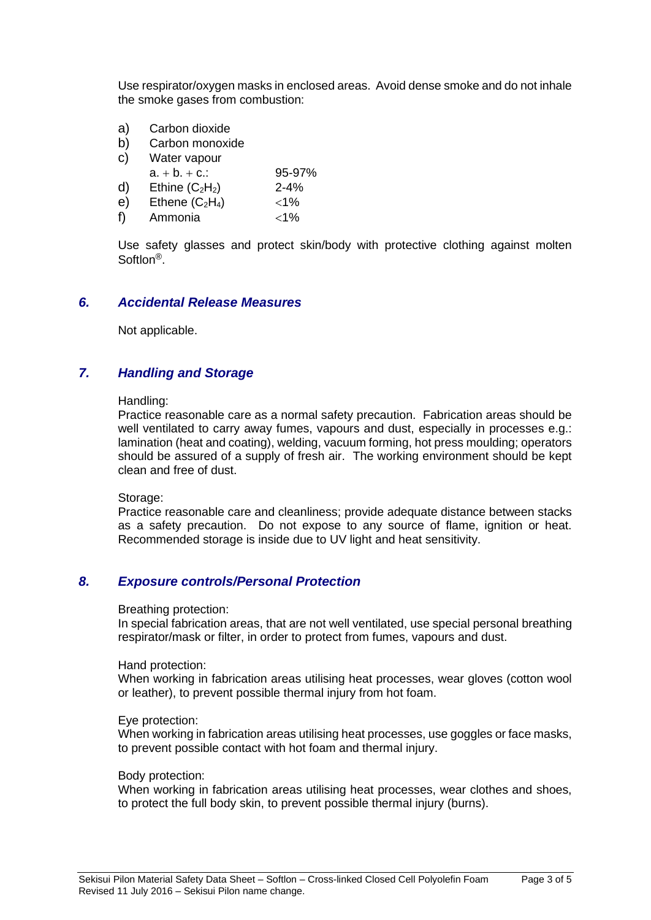Use respirator/oxygen masks in enclosed areas. Avoid dense smoke and do not inhale the smoke gases from combustion:

a) Carbon dioxide
b) Carbon monoxide
c) Water vapour
   a. + b. + c.: 95-97%
d) Ethine ($C_2H_2$) 2-4%
e) Ethene ($C_2H_4$) <1%
f) Ammonia <1%

Use safety glasses and protect skin/body with protective clothing against molten Softlon®.

## *6. Accidental Release Measures*

Not applicable.

## *7. Handling and Storage*

Handling:
Practice reasonable care as a normal safety precaution. Fabrication areas should be well ventilated to carry away fumes, vapours and dust, especially in processes e.g.: lamination (heat and coating), welding, vacuum forming, hot press moulding; operators should be assured of a supply of fresh air. The working environment should be kept clean and free of dust.

Storage:
Practice reasonable care and cleanliness; provide adequate distance between stacks as a safety precaution. Do not expose to any source of flame, ignition or heat. Recommended storage is inside due to UV light and heat sensitivity.

## *8. Exposure controls/Personal Protection*

Breathing protection:
In special fabrication areas, that are not well ventilated, use special personal breathing respirator/mask or filter, in order to protect from fumes, vapours and dust.

Hand protection:
When working in fabrication areas utilising heat processes, wear gloves (cotton wool or leather), to prevent possible thermal injury from hot foam.

Eye protection:
When working in fabrication areas utilising heat processes, use goggles or face masks, to prevent possible contact with hot foam and thermal injury.

Body protection:
When working in fabrication areas utilising heat processes, wear clothes and shoes, to protect the full body skin, to prevent possible thermal injury (burns).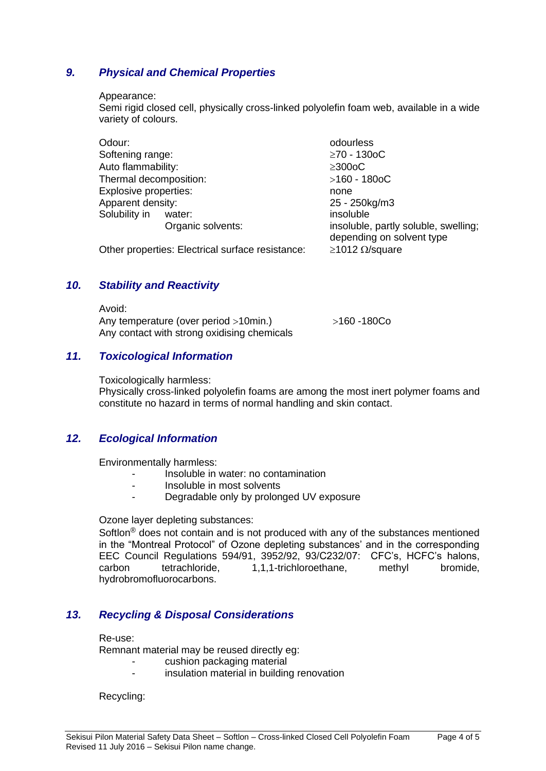## 9. Physical and Chemical Properties

Appearance:
Semi rigid closed cell, physically cross-linked polyolefin foam web, available in a wide variety of colours.

| | |
|---|---|
| Odour: | odourless |
| Softening range: | $\geq$70 - 130oC |
| Auto flammability: | $\geq$300oC |
| Thermal decomposition: | $>$160 - 180oC |
| Explosive properties: | none |
| Apparent density: | 25 - 250kg/m3 |
| Solubility in water: | insoluble |
| Solubility in Organic solvents: | insoluble, partly soluble, swelling; depending on solvent type |
| Other properties: Electrical surface resistance: | $\geq$1012 $\Omega$/square |

## 10. Stability and Reactivity

Avoid:
Any temperature (over period $>$10min.) $>$160 -180Co
Any contact with strong oxidising chemicals

## 11. Toxicological Information

Toxicologically harmless:
Physically cross-linked polyolefin foams are among the most inert polymer foams and constitute no hazard in terms of normal handling and skin contact.

## 12. Ecological Information

Environmentally harmless:

- Insoluble in water: no contamination
- Insoluble in most solvents
- Degradable only by prolonged UV exposure

Ozone layer depleting substances:
Softlon® does not contain and is not produced with any of the substances mentioned in the "Montreal Protocol" of Ozone depleting substances' and in the corresponding EEC Council Regulations 594/91, 3952/92, 93/C232/07: CFC's, HCFC's halons, carbon tetrachloride, 1,1,1-trichloroethane, methyl bromide, hydrobromofluorocarbons.

## 13. Recycling & Disposal Considerations

Re-use:
Remnant material may be reused directly eg:

- cushion packaging material
- insulation material in building renovation

Recycling: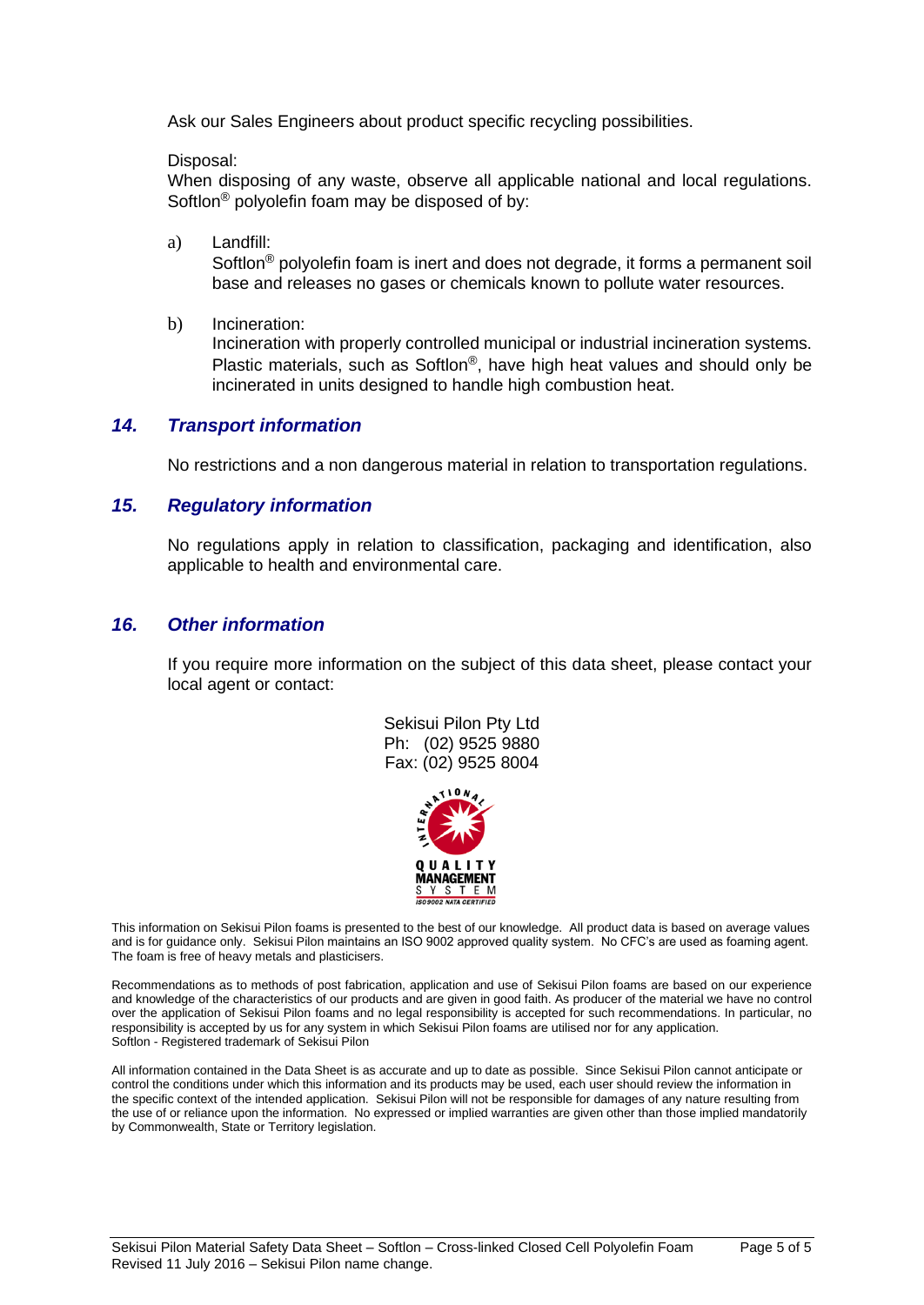Ask our Sales Engineers about product specific recycling possibilities.

Disposal:
When disposing of any waste, observe all applicable national and local regulations. Softlon® polyolefin foam may be disposed of by:

a) Landfill:
Softlon® polyolefin foam is inert and does not degrade, it forms a permanent soil base and releases no gases or chemicals known to pollute water resources.

b) Incineration:
Incineration with properly controlled municipal or industrial incineration systems. Plastic materials, such as Softlon®, have high heat values and should only be incinerated in units designed to handle high combustion heat.

## *14. Transport information*

No restrictions and a non dangerous material in relation to transportation regulations.

## *15. Regulatory information*

No regulations apply in relation to classification, packaging and identification, also applicable to health and environmental care.

## *16. Other information*

If you require more information on the subject of this data sheet, please contact your local agent or contact:

Sekisui Pilon Pty Ltd
Ph: (02) 9525 9880
Fax: (02) 9525 8004

INTERNATIONAL QUALITY MANAGEMENT SYSTEM ISO9002 NATA CERTIFIED

This information on Sekisui Pilon foams is presented to the best of our knowledge. All product data is based on average values and is for guidance only. Sekisui Pilon maintains an ISO 9002 approved quality system. No CFC's are used as foaming agent. The foam is free of heavy metals and plasticisers.

Recommendations as to methods of post fabrication, application and use of Sekisui Pilon foams are based on our experience and knowledge of the characteristics of our products and are given in good faith. As producer of the material we have no control over the application of Sekisui Pilon foams and no legal responsibility is accepted for such recommendations. In particular, no responsibility is accepted by us for any system in which Sekisui Pilon foams are utilised nor for any application.
Softlon - Registered trademark of Sekisui Pilon

All information contained in the Data Sheet is as accurate and up to date as possible. Since Sekisui Pilon cannot anticipate or control the conditions under which this information and its products may be used, each user should review the information in the specific context of the intended application. Sekisui Pilon will not be responsible for damages of any nature resulting from the use of or reliance upon the information. No expressed or implied warranties are given other than those implied mandatorily by Commonwealth, State or Territory legislation.